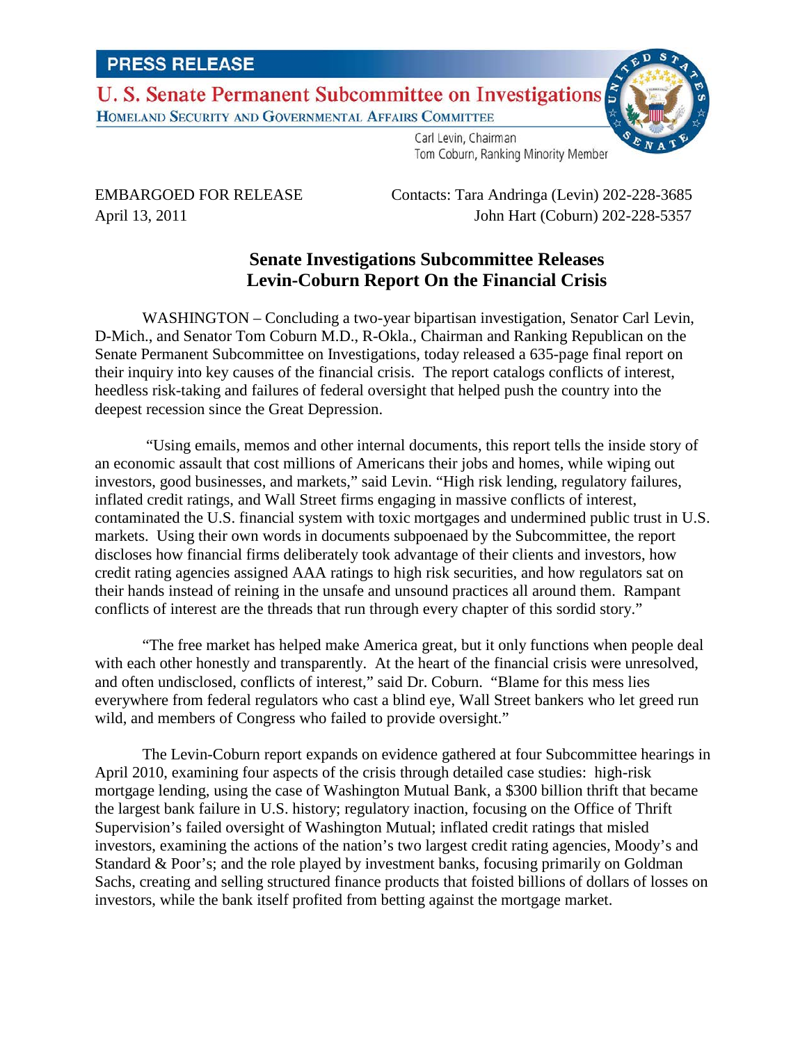**PRESS RELEASE**

**U. S. Senate Permanent Subcommittee on Investigations**
HOMELAND SECURITY AND GOVERNMENTAL AFFAIRS COMMITTEE

Carl Levin, Chairman
Tom Coburn, Ranking Minority Member

EMBARGOED FOR RELEASE
April 13, 2011

Contacts: Tara Andringa (Levin) 202-228-3685
John Hart (Coburn) 202-228-5357

## Senate Investigations Subcommittee Releases Levin-Coburn Report On the Financial Crisis

WASHINGTON – Concluding a two-year bipartisan investigation, Senator Carl Levin, D-Mich., and Senator Tom Coburn M.D., R-Okla., Chairman and Ranking Republican on the Senate Permanent Subcommittee on Investigations, today released a 635-page final report on their inquiry into key causes of the financial crisis. The report catalogs conflicts of interest, heedless risk-taking and failures of federal oversight that helped push the country into the deepest recession since the Great Depression.

"Using emails, memos and other internal documents, this report tells the inside story of an economic assault that cost millions of Americans their jobs and homes, while wiping out investors, good businesses, and markets," said Levin. "High risk lending, regulatory failures, inflated credit ratings, and Wall Street firms engaging in massive conflicts of interest, contaminated the U.S. financial system with toxic mortgages and undermined public trust in U.S. markets. Using their own words in documents subpoenaed by the Subcommittee, the report discloses how financial firms deliberately took advantage of their clients and investors, how credit rating agencies assigned AAA ratings to high risk securities, and how regulators sat on their hands instead of reining in the unsafe and unsound practices all around them. Rampant conflicts of interest are the threads that run through every chapter of this sordid story."

"The free market has helped make America great, but it only functions when people deal with each other honestly and transparently. At the heart of the financial crisis were unresolved, and often undisclosed, conflicts of interest," said Dr. Coburn. "Blame for this mess lies everywhere from federal regulators who cast a blind eye, Wall Street bankers who let greed run wild, and members of Congress who failed to provide oversight."

The Levin-Coburn report expands on evidence gathered at four Subcommittee hearings in April 2010, examining four aspects of the crisis through detailed case studies: high-risk mortgage lending, using the case of Washington Mutual Bank, a $300 billion thrift that became the largest bank failure in U.S. history; regulatory inaction, focusing on the Office of Thrift Supervision's failed oversight of Washington Mutual; inflated credit ratings that misled investors, examining the actions of the nation's two largest credit rating agencies, Moody's and Standard & Poor's; and the role played by investment banks, focusing primarily on Goldman Sachs, creating and selling structured finance products that foisted billions of dollars of losses on investors, while the bank itself profited from betting against the mortgage market.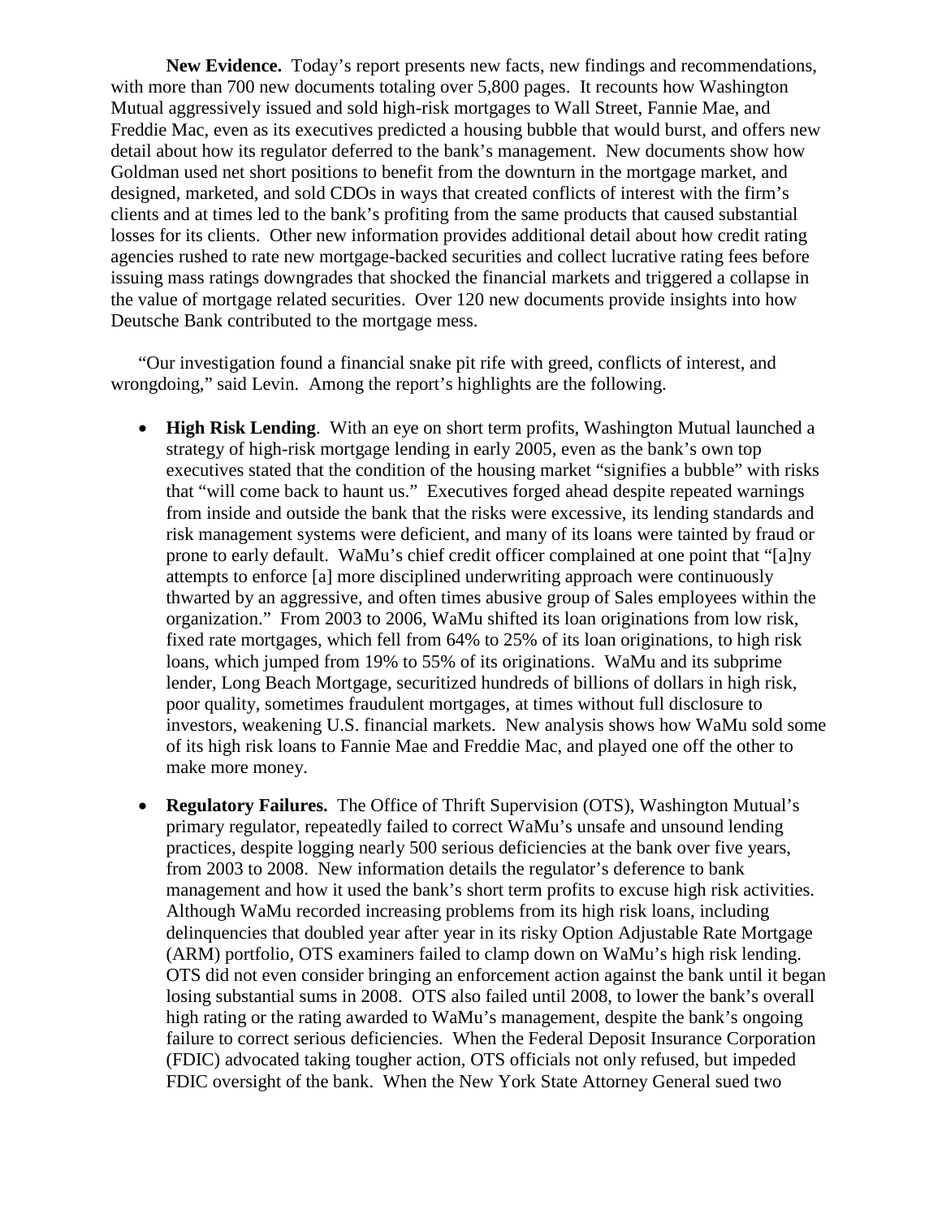**New Evidence.** Today's report presents new facts, new findings and recommendations, with more than 700 new documents totaling over 5,800 pages. It recounts how Washington Mutual aggressively issued and sold high-risk mortgages to Wall Street, Fannie Mae, and Freddie Mac, even as its executives predicted a housing bubble that would burst, and offers new detail about how its regulator deferred to the bank's management. New documents show how Goldman used net short positions to benefit from the downturn in the mortgage market, and designed, marketed, and sold CDOs in ways that created conflicts of interest with the firm's clients and at times led to the bank's profiting from the same products that caused substantial losses for its clients. Other new information provides additional detail about how credit rating agencies rushed to rate new mortgage-backed securities and collect lucrative rating fees before issuing mass ratings downgrades that shocked the financial markets and triggered a collapse in the value of mortgage related securities. Over 120 new documents provide insights into how Deutsche Bank contributed to the mortgage mess.

"Our investigation found a financial snake pit rife with greed, conflicts of interest, and wrongdoing," said Levin. Among the report's highlights are the following.

- **High Risk Lending**. With an eye on short term profits, Washington Mutual launched a strategy of high-risk mortgage lending in early 2005, even as the bank's own top executives stated that the condition of the housing market "signifies a bubble" with risks that "will come back to haunt us." Executives forged ahead despite repeated warnings from inside and outside the bank that the risks were excessive, its lending standards and risk management systems were deficient, and many of its loans were tainted by fraud or prone to early default. WaMu's chief credit officer complained at one point that "[a]ny attempts to enforce [a] more disciplined underwriting approach were continuously thwarted by an aggressive, and often times abusive group of Sales employees within the organization." From 2003 to 2006, WaMu shifted its loan originations from low risk, fixed rate mortgages, which fell from 64% to 25% of its loan originations, to high risk loans, which jumped from 19% to 55% of its originations. WaMu and its subprime lender, Long Beach Mortgage, securitized hundreds of billions of dollars in high risk, poor quality, sometimes fraudulent mortgages, at times without full disclosure to investors, weakening U.S. financial markets. New analysis shows how WaMu sold some of its high risk loans to Fannie Mae and Freddie Mac, and played one off the other to make more money.

- **Regulatory Failures.** The Office of Thrift Supervision (OTS), Washington Mutual's primary regulator, repeatedly failed to correct WaMu's unsafe and unsound lending practices, despite logging nearly 500 serious deficiencies at the bank over five years, from 2003 to 2008. New information details the regulator's deference to bank management and how it used the bank's short term profits to excuse high risk activities. Although WaMu recorded increasing problems from its high risk loans, including delinquencies that doubled year after year in its risky Option Adjustable Rate Mortgage (ARM) portfolio, OTS examiners failed to clamp down on WaMu's high risk lending. OTS did not even consider bringing an enforcement action against the bank until it began losing substantial sums in 2008. OTS also failed until 2008, to lower the bank's overall high rating or the rating awarded to WaMu's management, despite the bank's ongoing failure to correct serious deficiencies. When the Federal Deposit Insurance Corporation (FDIC) advocated taking tougher action, OTS officials not only refused, but impeded FDIC oversight of the bank. When the New York State Attorney General sued two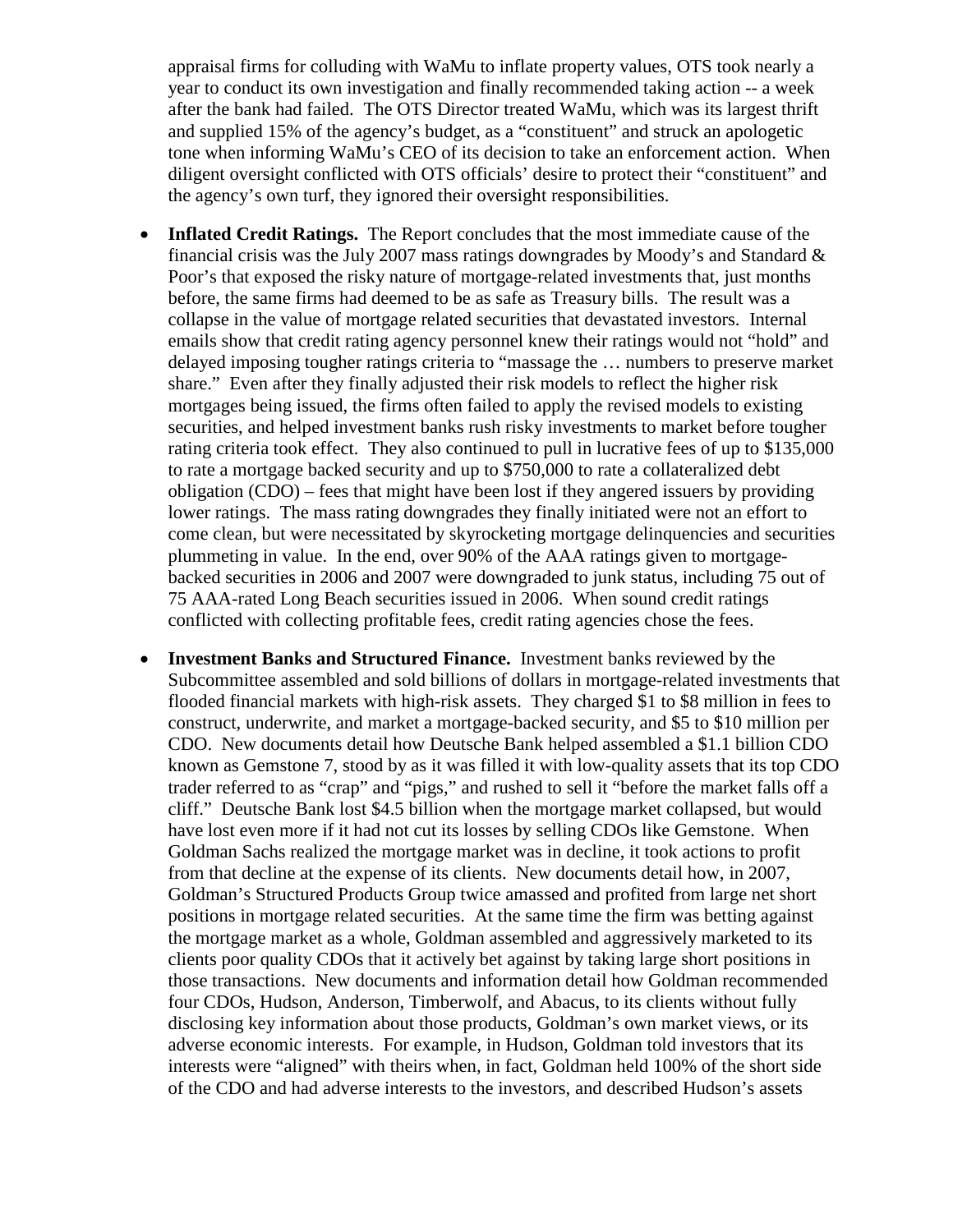appraisal firms for colluding with WaMu to inflate property values, OTS took nearly a year to conduct its own investigation and finally recommended taking action -- a week after the bank had failed. The OTS Director treated WaMu, which was its largest thrift and supplied 15% of the agency's budget, as a "constituent" and struck an apologetic tone when informing WaMu's CEO of its decision to take an enforcement action. When diligent oversight conflicted with OTS officials' desire to protect their "constituent" and the agency's own turf, they ignored their oversight responsibilities.

- **Inflated Credit Ratings.** The Report concludes that the most immediate cause of the financial crisis was the July 2007 mass ratings downgrades by Moody's and Standard & Poor's that exposed the risky nature of mortgage-related investments that, just months before, the same firms had deemed to be as safe as Treasury bills. The result was a collapse in the value of mortgage related securities that devastated investors. Internal emails show that credit rating agency personnel knew their ratings would not "hold" and delayed imposing tougher ratings criteria to "massage the … numbers to preserve market share." Even after they finally adjusted their risk models to reflect the higher risk mortgages being issued, the firms often failed to apply the revised models to existing securities, and helped investment banks rush risky investments to market before tougher rating criteria took effect. They also continued to pull in lucrative fees of up to $135,000 to rate a mortgage backed security and up to $750,000 to rate a collateralized debt obligation (CDO) – fees that might have been lost if they angered issuers by providing lower ratings. The mass rating downgrades they finally initiated were not an effort to come clean, but were necessitated by skyrocketing mortgage delinquencies and securities plummeting in value. In the end, over 90% of the AAA ratings given to mortgage-backed securities in 2006 and 2007 were downgraded to junk status, including 75 out of 75 AAA-rated Long Beach securities issued in 2006. When sound credit ratings conflicted with collecting profitable fees, credit rating agencies chose the fees.

- **Investment Banks and Structured Finance.** Investment banks reviewed by the Subcommittee assembled and sold billions of dollars in mortgage-related investments that flooded financial markets with high-risk assets. They charged $1 to $8 million in fees to construct, underwrite, and market a mortgage-backed security, and $5 to $10 million per CDO. New documents detail how Deutsche Bank helped assembled a $1.1 billion CDO known as Gemstone 7, stood by as it was filled it with low-quality assets that its top CDO trader referred to as "crap" and "pigs," and rushed to sell it "before the market falls off a cliff." Deutsche Bank lost $4.5 billion when the mortgage market collapsed, but would have lost even more if it had not cut its losses by selling CDOs like Gemstone. When Goldman Sachs realized the mortgage market was in decline, it took actions to profit from that decline at the expense of its clients. New documents detail how, in 2007, Goldman's Structured Products Group twice amassed and profited from large net short positions in mortgage related securities. At the same time the firm was betting against the mortgage market as a whole, Goldman assembled and aggressively marketed to its clients poor quality CDOs that it actively bet against by taking large short positions in those transactions. New documents and information detail how Goldman recommended four CDOs, Hudson, Anderson, Timberwolf, and Abacus, to its clients without fully disclosing key information about those products, Goldman's own market views, or its adverse economic interests. For example, in Hudson, Goldman told investors that its interests were "aligned" with theirs when, in fact, Goldman held 100% of the short side of the CDO and had adverse interests to the investors, and described Hudson's assets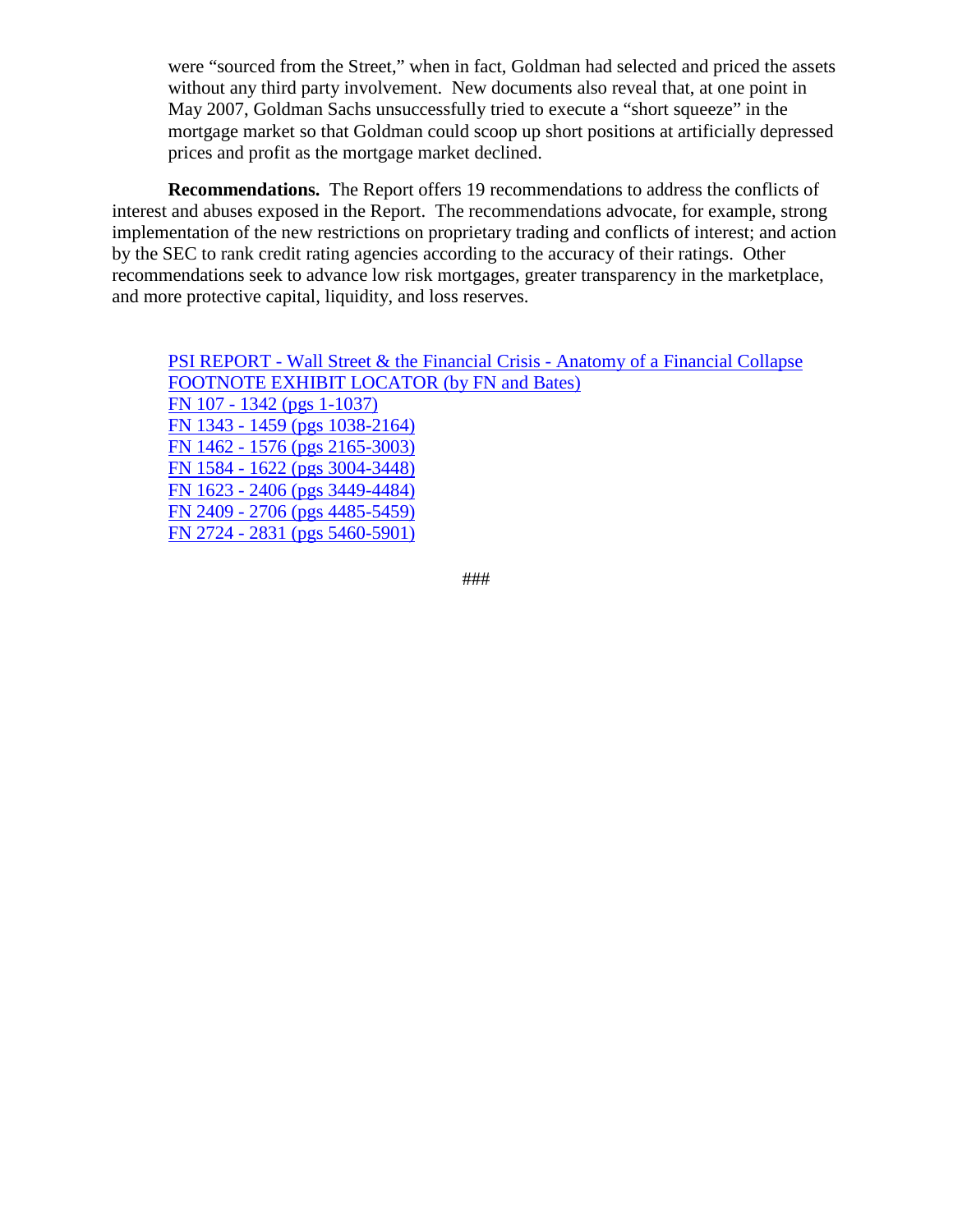were "sourced from the Street," when in fact, Goldman had selected and priced the assets without any third party involvement. New documents also reveal that, at one point in May 2007, Goldman Sachs unsuccessfully tried to execute a "short squeeze" in the mortgage market so that Goldman could scoop up short positions at artificially depressed prices and profit as the mortgage market declined.

**Recommendations.** The Report offers 19 recommendations to address the conflicts of interest and abuses exposed in the Report. The recommendations advocate, for example, strong implementation of the new restrictions on proprietary trading and conflicts of interest; and action by the SEC to rank credit rating agencies according to the accuracy of their ratings. Other recommendations seek to advance low risk mortgages, greater transparency in the marketplace, and more protective capital, liquidity, and loss reserves.

PSI REPORT - Wall Street & the Financial Crisis - Anatomy of a Financial Collapse
FOOTNOTE EXHIBIT LOCATOR (by FN and Bates)
FN 107 - 1342 (pgs 1-1037)
FN 1343 - 1459 (pgs 1038-2164)
FN 1462 - 1576 (pgs 2165-3003)
FN 1584 - 1622 (pgs 3004-3448)
FN 1623 - 2406 (pgs 3449-4484)
FN 2409 - 2706 (pgs 4485-5459)
FN 2724 - 2831 (pgs 5460-5901)

###